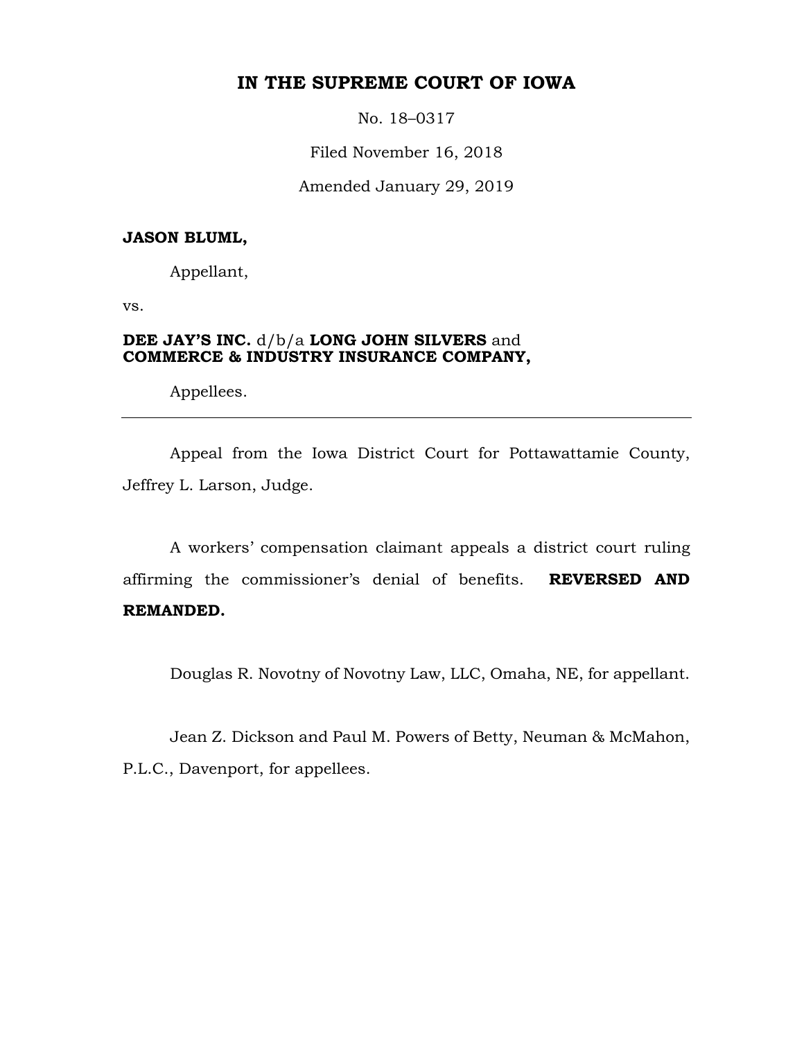# IN THE SUPREME COURT OF IOWA

No. 18–0317

Filed November 16, 2018

Amended January 29, 2019

**JASON BLUML,**

Appellant,

vs.

**DEE JAY'S INC.** d/b/a **LONG JOHN SILVERS** and **COMMERCE & INDUSTRY INSURANCE COMPANY,**

Appellees.

---

Appeal from the Iowa District Court for Pottawattamie County, Jeffrey L. Larson, Judge.

A workers' compensation claimant appeals a district court ruling affirming the commissioner's denial of benefits. **REVERSED AND REMANDED.**

Douglas R. Novotny of Novotny Law, LLC, Omaha, NE, for appellant.

Jean Z. Dickson and Paul M. Powers of Betty, Neuman & McMahon, P.L.C., Davenport, for appellees.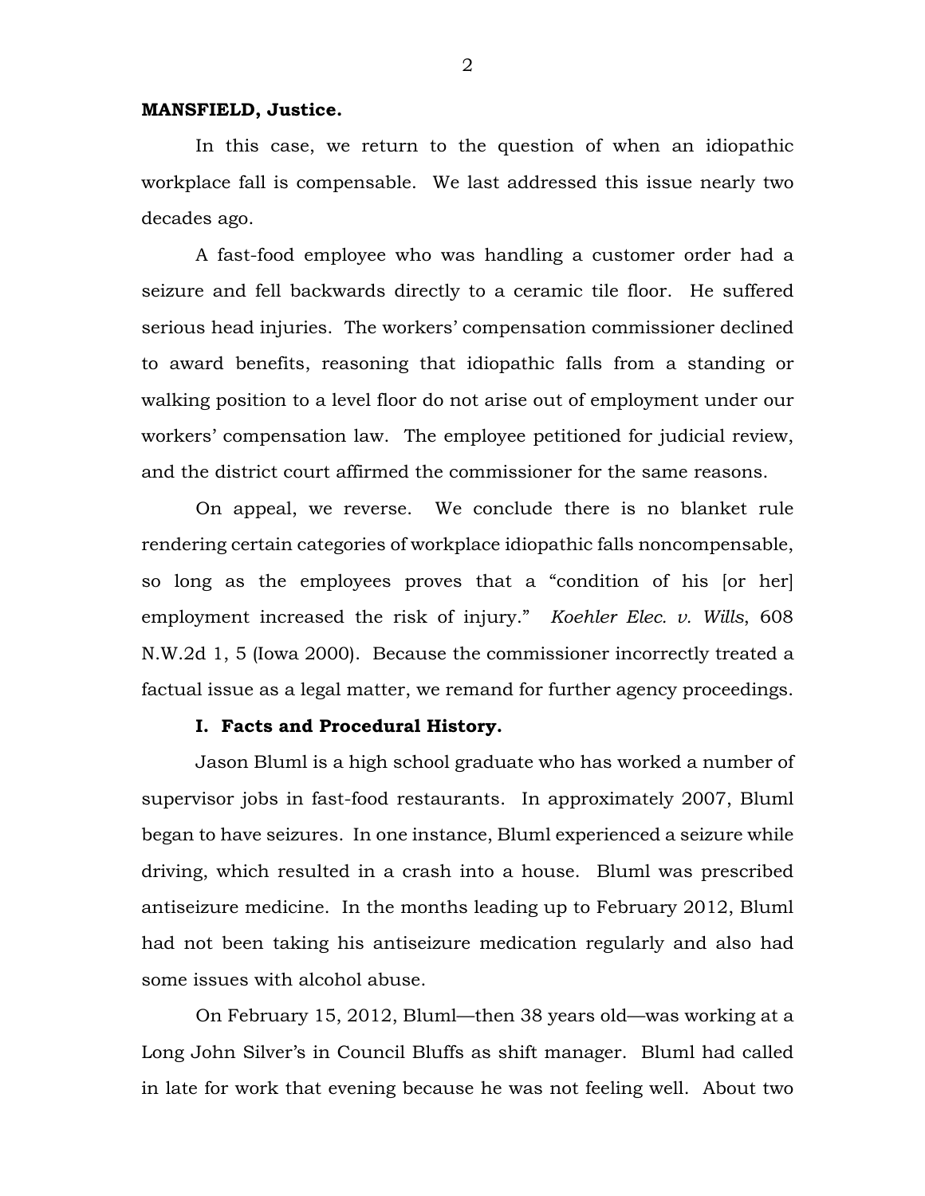**MANSFIELD, Justice.**

In this case, we return to the question of when an idiopathic workplace fall is compensable. We last addressed this issue nearly two decades ago.

A fast-food employee who was handling a customer order had a seizure and fell backwards directly to a ceramic tile floor. He suffered serious head injuries. The workers' compensation commissioner declined to award benefits, reasoning that idiopathic falls from a standing or walking position to a level floor do not arise out of employment under our workers' compensation law. The employee petitioned for judicial review, and the district court affirmed the commissioner for the same reasons.

On appeal, we reverse. We conclude there is no blanket rule rendering certain categories of workplace idiopathic falls noncompensable, so long as the employees proves that a "condition of his [or her] employment increased the risk of injury." *Koehler Elec. v. Wills*, 608 N.W.2d 1, 5 (Iowa 2000). Because the commissioner incorrectly treated a factual issue as a legal matter, we remand for further agency proceedings.

**I. Facts and Procedural History.**

Jason Bluml is a high school graduate who has worked a number of supervisor jobs in fast-food restaurants. In approximately 2007, Bluml began to have seizures. In one instance, Bluml experienced a seizure while driving, which resulted in a crash into a house. Bluml was prescribed antiseizure medicine. In the months leading up to February 2012, Bluml had not been taking his antiseizure medication regularly and also had some issues with alcohol abuse.

On February 15, 2012, Bluml—then 38 years old—was working at a Long John Silver's in Council Bluffs as shift manager. Bluml had called in late for work that evening because he was not feeling well. About two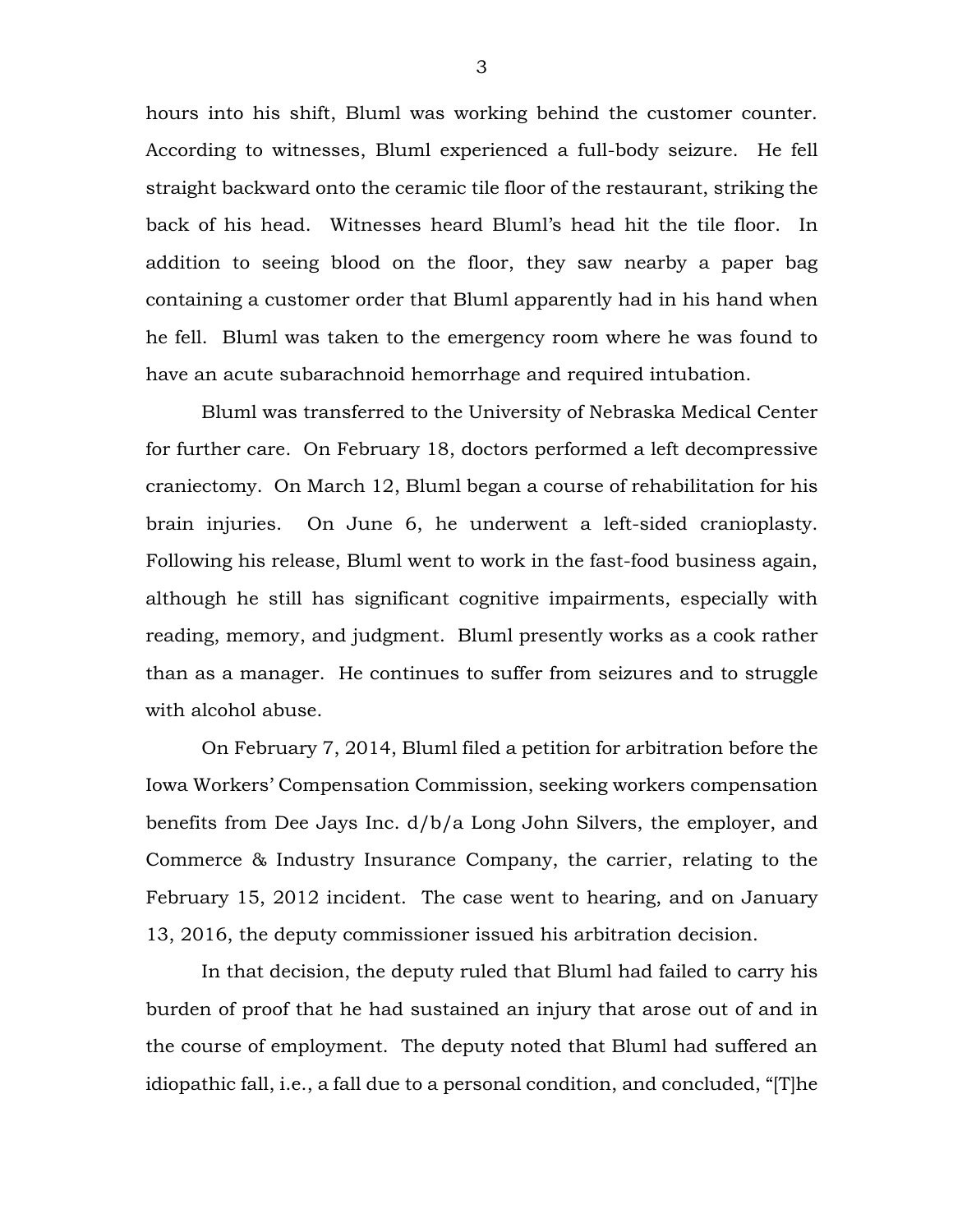hours into his shift, Bluml was working behind the customer counter. According to witnesses, Bluml experienced a full-body seizure. He fell straight backward onto the ceramic tile floor of the restaurant, striking the back of his head. Witnesses heard Bluml's head hit the tile floor. In addition to seeing blood on the floor, they saw nearby a paper bag containing a customer order that Bluml apparently had in his hand when he fell. Bluml was taken to the emergency room where he was found to have an acute subarachnoid hemorrhage and required intubation.

Bluml was transferred to the University of Nebraska Medical Center for further care. On February 18, doctors performed a left decompressive craniectomy. On March 12, Bluml began a course of rehabilitation for his brain injuries. On June 6, he underwent a left-sided cranioplasty. Following his release, Bluml went to work in the fast-food business again, although he still has significant cognitive impairments, especially with reading, memory, and judgment. Bluml presently works as a cook rather than as a manager. He continues to suffer from seizures and to struggle with alcohol abuse.

On February 7, 2014, Bluml filed a petition for arbitration before the Iowa Workers' Compensation Commission, seeking workers compensation benefits from Dee Jays Inc. d/b/a Long John Silvers, the employer, and Commerce & Industry Insurance Company, the carrier, relating to the February 15, 2012 incident. The case went to hearing, and on January 13, 2016, the deputy commissioner issued his arbitration decision.

In that decision, the deputy ruled that Bluml had failed to carry his burden of proof that he had sustained an injury that arose out of and in the course of employment. The deputy noted that Bluml had suffered an idiopathic fall, i.e., a fall due to a personal condition, and concluded, "[T]he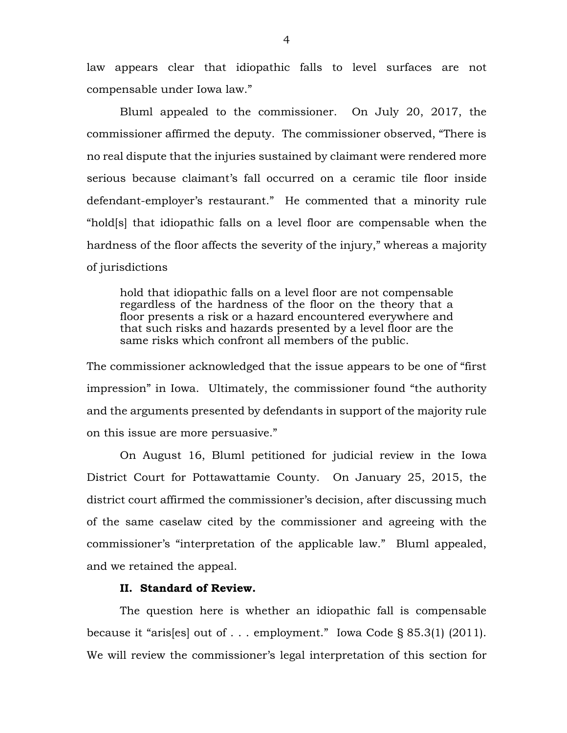law appears clear that idiopathic falls to level surfaces are not compensable under Iowa law."

Bluml appealed to the commissioner. On July 20, 2017, the commissioner affirmed the deputy. The commissioner observed, "There is no real dispute that the injuries sustained by claimant were rendered more serious because claimant's fall occurred on a ceramic tile floor inside defendant-employer's restaurant." He commented that a minority rule "hold[s] that idiopathic falls on a level floor are compensable when the hardness of the floor affects the severity of the injury," whereas a majority of jurisdictions

> hold that idiopathic falls on a level floor are not compensable regardless of the hardness of the floor on the theory that a floor presents a risk or a hazard encountered everywhere and that such risks and hazards presented by a level floor are the same risks which confront all members of the public.

The commissioner acknowledged that the issue appears to be one of "first impression" in Iowa. Ultimately, the commissioner found "the authority and the arguments presented by defendants in support of the majority rule on this issue are more persuasive."

On August 16, Bluml petitioned for judicial review in the Iowa District Court for Pottawattamie County. On January 25, 2015, the district court affirmed the commissioner's decision, after discussing much of the same caselaw cited by the commissioner and agreeing with the commissioner's "interpretation of the applicable law." Bluml appealed, and we retained the appeal.

## II. Standard of Review.

The question here is whether an idiopathic fall is compensable because it "aris[es] out of . . . employment." Iowa Code § 85.3(1) (2011). We will review the commissioner's legal interpretation of this section for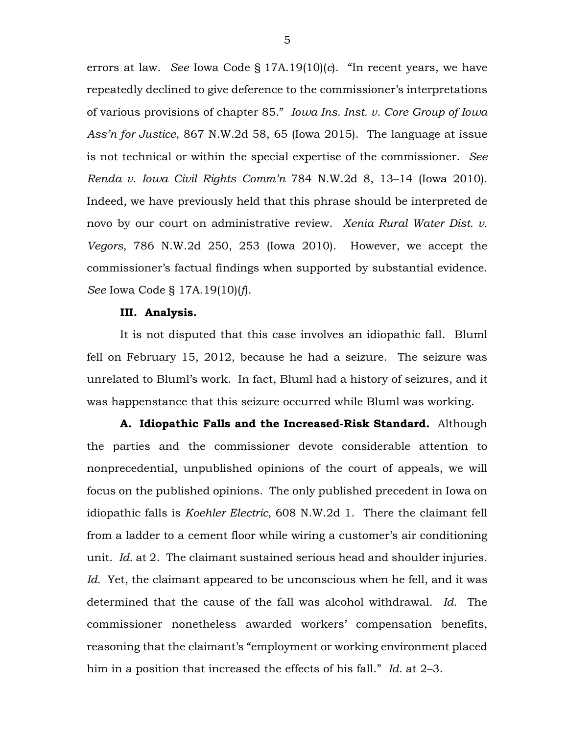errors at law. *See* Iowa Code § 17A.19(10)(*c*). "In recent years, we have repeatedly declined to give deference to the commissioner's interpretations of various provisions of chapter 85." *Iowa Ins. Inst. v. Core Group of Iowa Ass'n for Justice*, 867 N.W.2d 58, 65 (Iowa 2015). The language at issue is not technical or within the special expertise of the commissioner. *See Renda v. Iowa Civil Rights Comm'n* 784 N.W.2d 8, 13–14 (Iowa 2010). Indeed, we have previously held that this phrase should be interpreted de novo by our court on administrative review. *Xenia Rural Water Dist. v. Vegors*, 786 N.W.2d 250, 253 (Iowa 2010). However, we accept the commissioner's factual findings when supported by substantial evidence. *See* Iowa Code § 17A.19(10)(*f*).

**III. Analysis.**

It is not disputed that this case involves an idiopathic fall. Bluml fell on February 15, 2012, because he had a seizure. The seizure was unrelated to Bluml's work. In fact, Bluml had a history of seizures, and it was happenstance that this seizure occurred while Bluml was working.

**A. Idiopathic Falls and the Increased-Risk Standard.** Although the parties and the commissioner devote considerable attention to nonprecedential, unpublished opinions of the court of appeals, we will focus on the published opinions. The only published precedent in Iowa on idiopathic falls is *Koehler Electric*, 608 N.W.2d 1. There the claimant fell from a ladder to a cement floor while wiring a customer's air conditioning unit. *Id.* at 2. The claimant sustained serious head and shoulder injuries. *Id.* Yet, the claimant appeared to be unconscious when he fell, and it was determined that the cause of the fall was alcohol withdrawal. *Id.* The commissioner nonetheless awarded workers' compensation benefits, reasoning that the claimant's "employment or working environment placed him in a position that increased the effects of his fall." *Id.* at 2–3.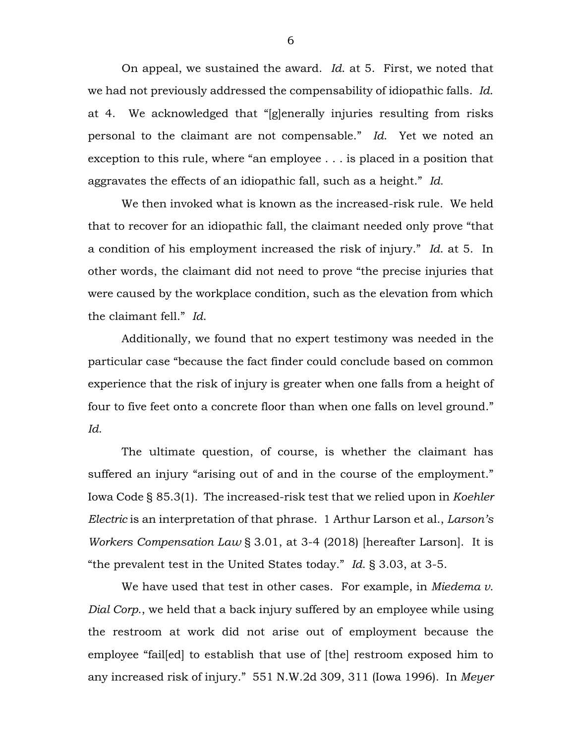On appeal, we sustained the award. *Id.* at 5. First, we noted that we had not previously addressed the compensability of idiopathic falls. *Id.* at 4. We acknowledged that "[g]enerally injuries resulting from risks personal to the claimant are not compensable." *Id.* Yet we noted an exception to this rule, where "an employee . . . is placed in a position that aggravates the effects of an idiopathic fall, such as a height." *Id.*

We then invoked what is known as the increased-risk rule. We held that to recover for an idiopathic fall, the claimant needed only prove "that a condition of his employment increased the risk of injury." *Id.* at 5. In other words, the claimant did not need to prove "the precise injuries that were caused by the workplace condition, such as the elevation from which the claimant fell." *Id.*

Additionally, we found that no expert testimony was needed in the particular case "because the fact finder could conclude based on common experience that the risk of injury is greater when one falls from a height of four to five feet onto a concrete floor than when one falls on level ground." *Id.*

The ultimate question, of course, is whether the claimant has suffered an injury "arising out of and in the course of the employment." Iowa Code § 85.3(1). The increased-risk test that we relied upon in *Koehler Electric* is an interpretation of that phrase. 1 Arthur Larson et al., *Larson's Workers Compensation Law* § 3.01, at 3-4 (2018) [hereafter Larson]. It is "the prevalent test in the United States today." *Id.* § 3.03, at 3-5.

We have used that test in other cases. For example, in *Miedema v. Dial Corp.*, we held that a back injury suffered by an employee while using the restroom at work did not arise out of employment because the employee "fail[ed] to establish that use of [the] restroom exposed him to any increased risk of injury." 551 N.W.2d 309, 311 (Iowa 1996). In *Meyer*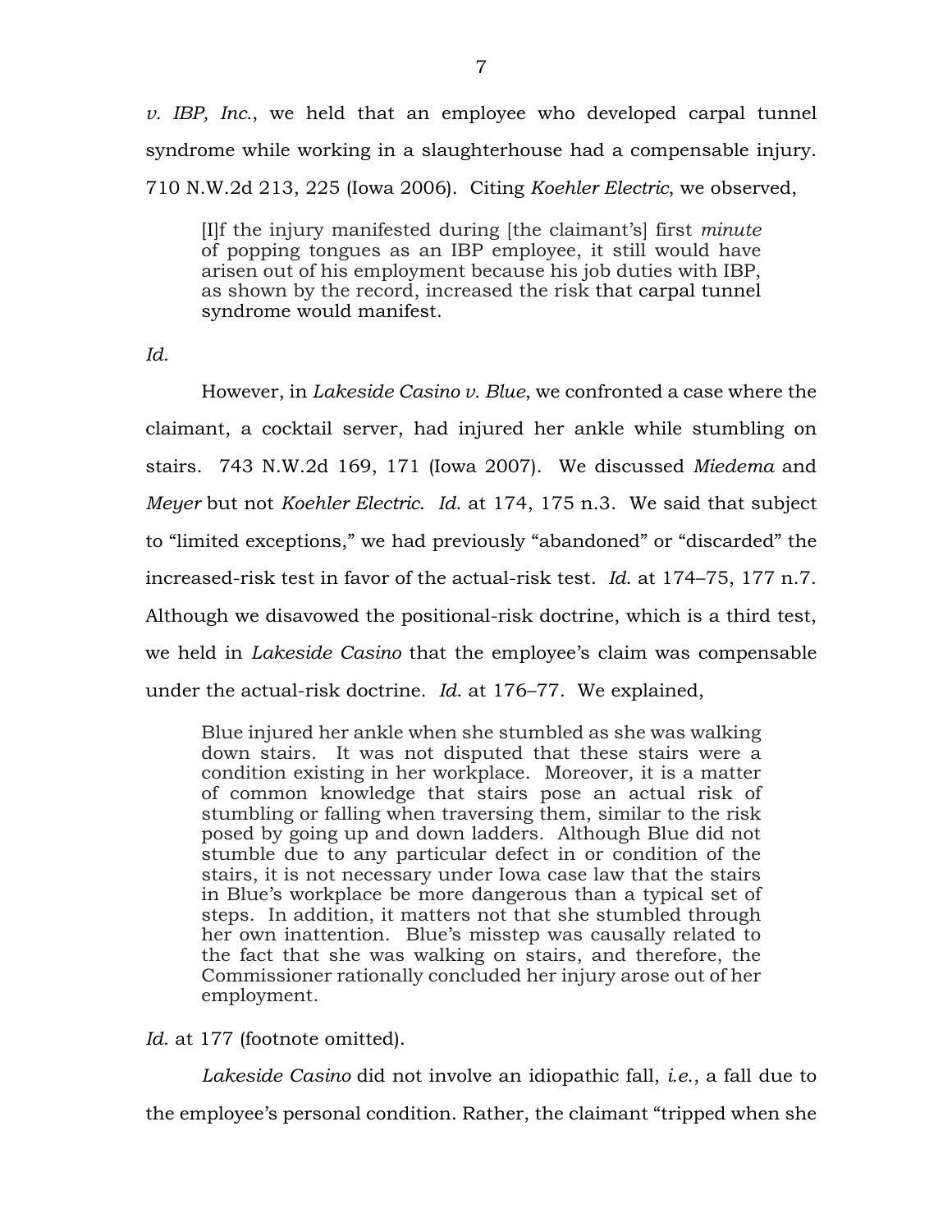*v. IBP, Inc.*, we held that an employee who developed carpal tunnel syndrome while working in a slaughterhouse had a compensable injury. 710 N.W.2d 213, 225 (Iowa 2006). Citing *Koehler Electric*, we observed,

> [I]f the injury manifested during [the claimant's] first *minute* of popping tongues as an IBP employee, it still would have arisen out of his employment because his job duties with IBP, as shown by the record, increased the risk that carpal tunnel syndrome would manifest.

*Id.*

However, in *Lakeside Casino v. Blue*, we confronted a case where the claimant, a cocktail server, had injured her ankle while stumbling on stairs. 743 N.W.2d 169, 171 (Iowa 2007). We discussed *Miedema* and *Meyer* but not *Koehler Electric*. *Id.* at 174, 175 n.3. We said that subject to "limited exceptions," we had previously "abandoned" or "discarded" the increased-risk test in favor of the actual-risk test. *Id.* at 174–75, 177 n.7. Although we disavowed the positional-risk doctrine, which is a third test, we held in *Lakeside Casino* that the employee's claim was compensable under the actual-risk doctrine. *Id.* at 176–77. We explained,

> Blue injured her ankle when she stumbled as she was walking down stairs. It was not disputed that these stairs were a condition existing in her workplace. Moreover, it is a matter of common knowledge that stairs pose an actual risk of stumbling or falling when traversing them, similar to the risk posed by going up and down ladders. Although Blue did not stumble due to any particular defect in or condition of the stairs, it is not necessary under Iowa case law that the stairs in Blue's workplace be more dangerous than a typical set of steps. In addition, it matters not that she stumbled through her own inattention. Blue's misstep was causally related to the fact that she was walking on stairs, and therefore, the Commissioner rationally concluded her injury arose out of her employment.

*Id.* at 177 (footnote omitted).

*Lakeside Casino* did not involve an idiopathic fall, *i.e.*, a fall due to the employee's personal condition. Rather, the claimant "tripped when she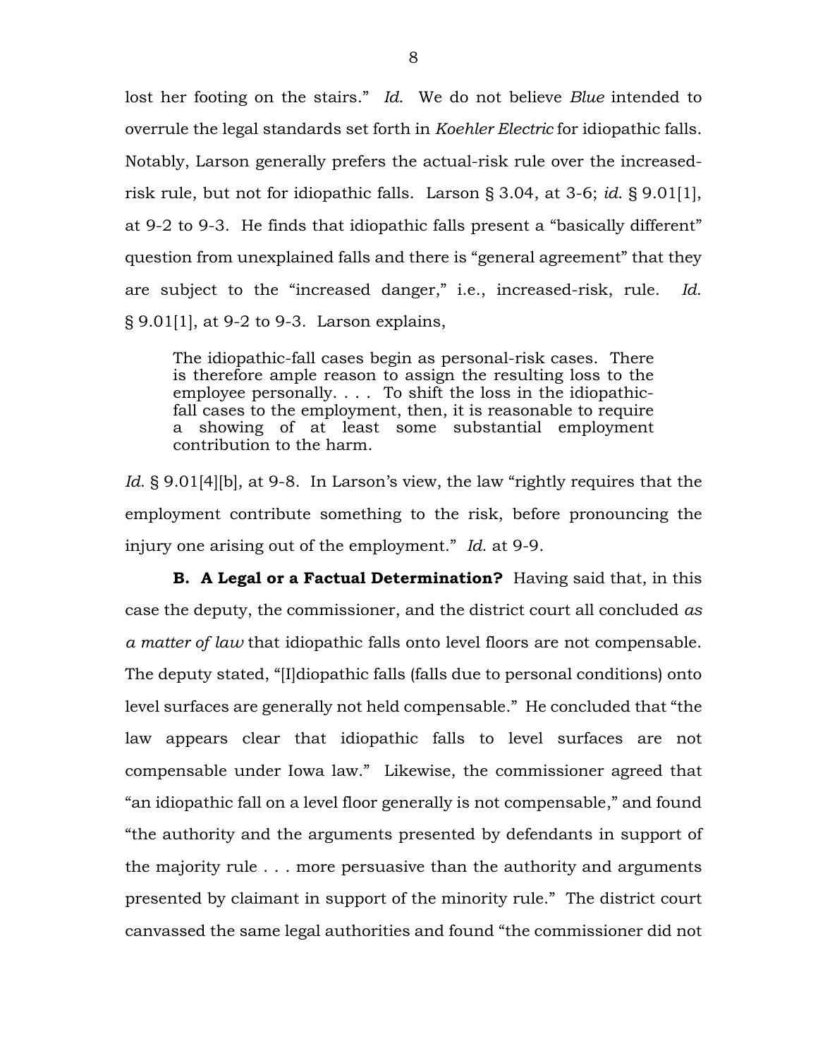lost her footing on the stairs." *Id.* We do not believe *Blue* intended to overrule the legal standards set forth in *Koehler Electric* for idiopathic falls. Notably, Larson generally prefers the actual-risk rule over the increased-risk rule, but not for idiopathic falls. Larson § 3.04, at 3-6; *id.* § 9.01[1], at 9-2 to 9-3. He finds that idiopathic falls present a "basically different" question from unexplained falls and there is "general agreement" that they are subject to the "increased danger," i.e., increased-risk, rule. *Id.* § 9.01[1], at 9-2 to 9-3. Larson explains,

> The idiopathic-fall cases begin as personal-risk cases. There is therefore ample reason to assign the resulting loss to the employee personally. . . . To shift the loss in the idiopathic-fall cases to the employment, then, it is reasonable to require a showing of at least some substantial employment contribution to the harm.

*Id.* § 9.01[4][b], at 9-8. In Larson's view, the law "rightly requires that the employment contribute something to the risk, before pronouncing the injury one arising out of the employment." *Id.* at 9-9.

**B. A Legal or a Factual Determination?** Having said that, in this case the deputy, the commissioner, and the district court all concluded *as a matter of law* that idiopathic falls onto level floors are not compensable. The deputy stated, "[I]diopathic falls (falls due to personal conditions) onto level surfaces are generally not held compensable." He concluded that "the law appears clear that idiopathic falls to level surfaces are not compensable under Iowa law." Likewise, the commissioner agreed that "an idiopathic fall on a level floor generally is not compensable," and found "the authority and the arguments presented by defendants in support of the majority rule . . . more persuasive than the authority and arguments presented by claimant in support of the minority rule." The district court canvassed the same legal authorities and found "the commissioner did not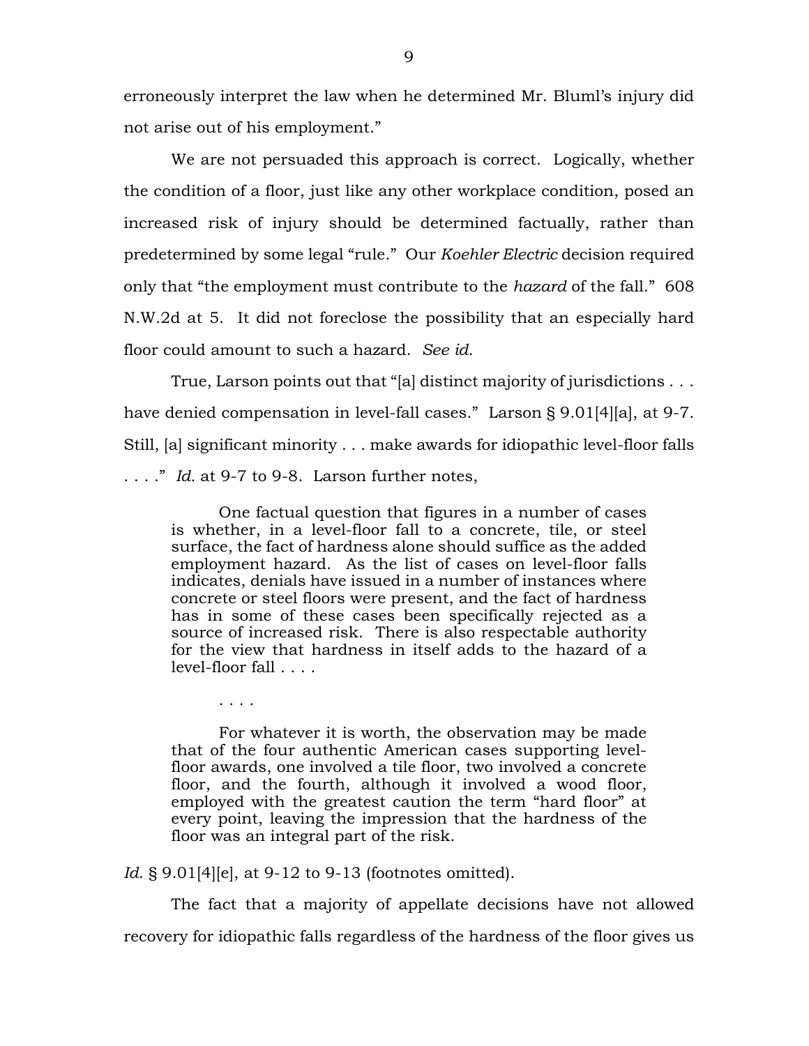erroneously interpret the law when he determined Mr. Bluml's injury did not arise out of his employment."

We are not persuaded this approach is correct. Logically, whether the condition of a floor, just like any other workplace condition, posed an increased risk of injury should be determined factually, rather than predetermined by some legal "rule." Our *Koehler Electric* decision required only that "the employment must contribute to the *hazard* of the fall." 608 N.W.2d at 5. It did not foreclose the possibility that an especially hard floor could amount to such a hazard. *See id.*

True, Larson points out that "[a] distinct majority of jurisdictions . . . have denied compensation in level-fall cases." Larson § 9.01[4][a], at 9-7. Still, [a] significant minority . . . make awards for idiopathic level-floor falls . . . ." *Id.* at 9-7 to 9-8. Larson further notes,

> One factual question that figures in a number of cases is whether, in a level-floor fall to a concrete, tile, or steel surface, the fact of hardness alone should suffice as the added employment hazard. As the list of cases on level-floor falls indicates, denials have issued in a number of instances where concrete or steel floors were present, and the fact of hardness has in some of these cases been specifically rejected as a source of increased risk. There is also respectable authority for the view that hardness in itself adds to the hazard of a level-floor fall . . . .
>
> . . . .
>
> For whatever it is worth, the observation may be made that of the four authentic American cases supporting level-floor awards, one involved a tile floor, two involved a concrete floor, and the fourth, although it involved a wood floor, employed with the greatest caution the term "hard floor" at every point, leaving the impression that the hardness of the floor was an integral part of the risk.

*Id.* § 9.01[4][e], at 9-12 to 9-13 (footnotes omitted).

The fact that a majority of appellate decisions have not allowed recovery for idiopathic falls regardless of the hardness of the floor gives us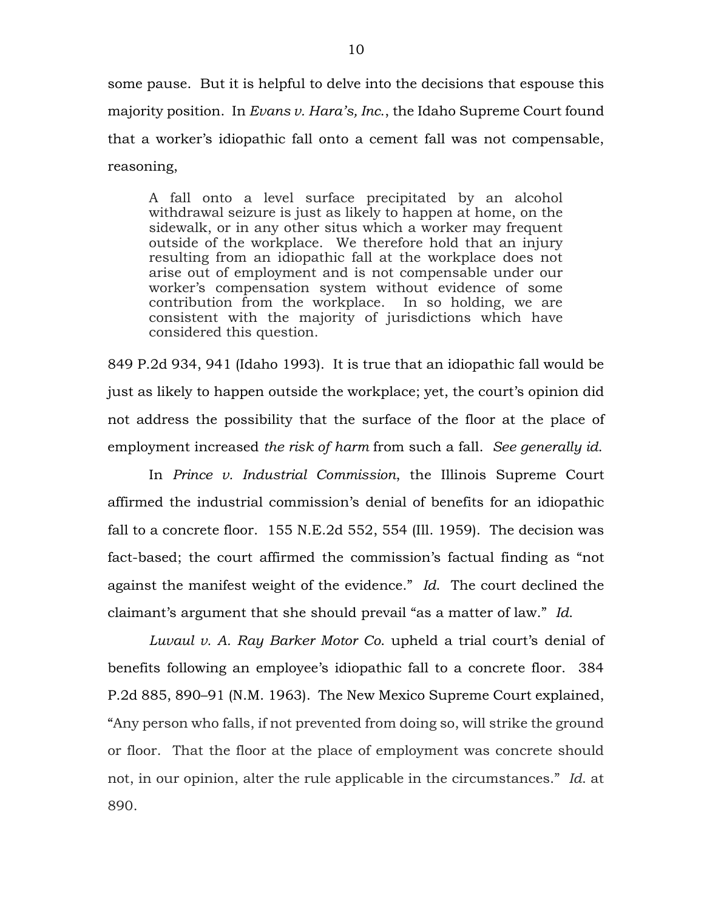some pause. But it is helpful to delve into the decisions that espouse this majority position. In *Evans v. Hara's, Inc.*, the Idaho Supreme Court found that a worker's idiopathic fall onto a cement fall was not compensable, reasoning,

> A fall onto a level surface precipitated by an alcohol withdrawal seizure is just as likely to happen at home, on the sidewalk, or in any other situs which a worker may frequent outside of the workplace. We therefore hold that an injury resulting from an idiopathic fall at the workplace does not arise out of employment and is not compensable under our worker's compensation system without evidence of some contribution from the workplace. In so holding, we are consistent with the majority of jurisdictions which have considered this question.

849 P.2d 934, 941 (Idaho 1993). It is true that an idiopathic fall would be just as likely to happen outside the workplace; yet, the court's opinion did not address the possibility that the surface of the floor at the place of employment increased *the risk of harm* from such a fall. *See generally id.*

In *Prince v. Industrial Commission*, the Illinois Supreme Court affirmed the industrial commission's denial of benefits for an idiopathic fall to a concrete floor. 155 N.E.2d 552, 554 (Ill. 1959). The decision was fact-based; the court affirmed the commission's factual finding as "not against the manifest weight of the evidence." *Id.* The court declined the claimant's argument that she should prevail "as a matter of law." *Id.*

*Luvaul v. A. Ray Barker Motor Co.* upheld a trial court's denial of benefits following an employee's idiopathic fall to a concrete floor. 384 P.2d 885, 890–91 (N.M. 1963). The New Mexico Supreme Court explained, "Any person who falls, if not prevented from doing so, will strike the ground or floor. That the floor at the place of employment was concrete should not, in our opinion, alter the rule applicable in the circumstances." *Id.* at 890.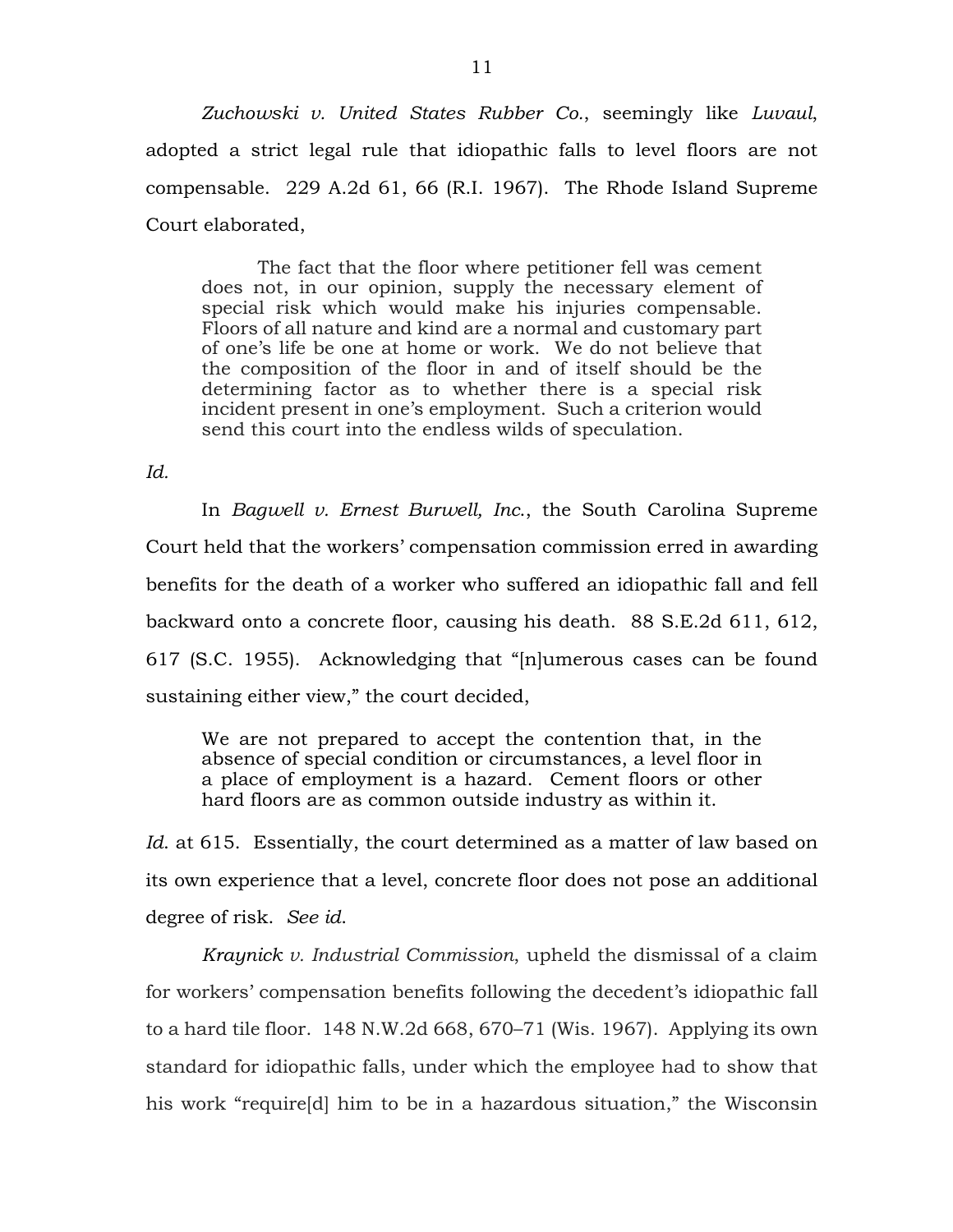*Zuchowski v. United States Rubber Co.*, seemingly like *Luvaul*, adopted a strict legal rule that idiopathic falls to level floors are not compensable. 229 A.2d 61, 66 (R.I. 1967). The Rhode Island Supreme Court elaborated,

> The fact that the floor where petitioner fell was cement does not, in our opinion, supply the necessary element of special risk which would make his injuries compensable. Floors of all nature and kind are a normal and customary part of one's life be one at home or work. We do not believe that the composition of the floor in and of itself should be the determining factor as to whether there is a special risk incident present in one's employment. Such a criterion would send this court into the endless wilds of speculation.

*Id.*

In *Bagwell v. Ernest Burwell, Inc.*, the South Carolina Supreme Court held that the workers' compensation commission erred in awarding benefits for the death of a worker who suffered an idiopathic fall and fell backward onto a concrete floor, causing his death. 88 S.E.2d 611, 612, 617 (S.C. 1955). Acknowledging that "[n]umerous cases can be found sustaining either view," the court decided,

> We are not prepared to accept the contention that, in the absence of special condition or circumstances, a level floor in a place of employment is a hazard. Cement floors or other hard floors are as common outside industry as within it.

*Id.* at 615. Essentially, the court determined as a matter of law based on its own experience that a level, concrete floor does not pose an additional degree of risk. *See id.*

*Kraynick v. Industrial Commission*, upheld the dismissal of a claim for workers' compensation benefits following the decedent's idiopathic fall to a hard tile floor. 148 N.W.2d 668, 670–71 (Wis. 1967). Applying its own standard for idiopathic falls, under which the employee had to show that his work "require[d] him to be in a hazardous situation," the Wisconsin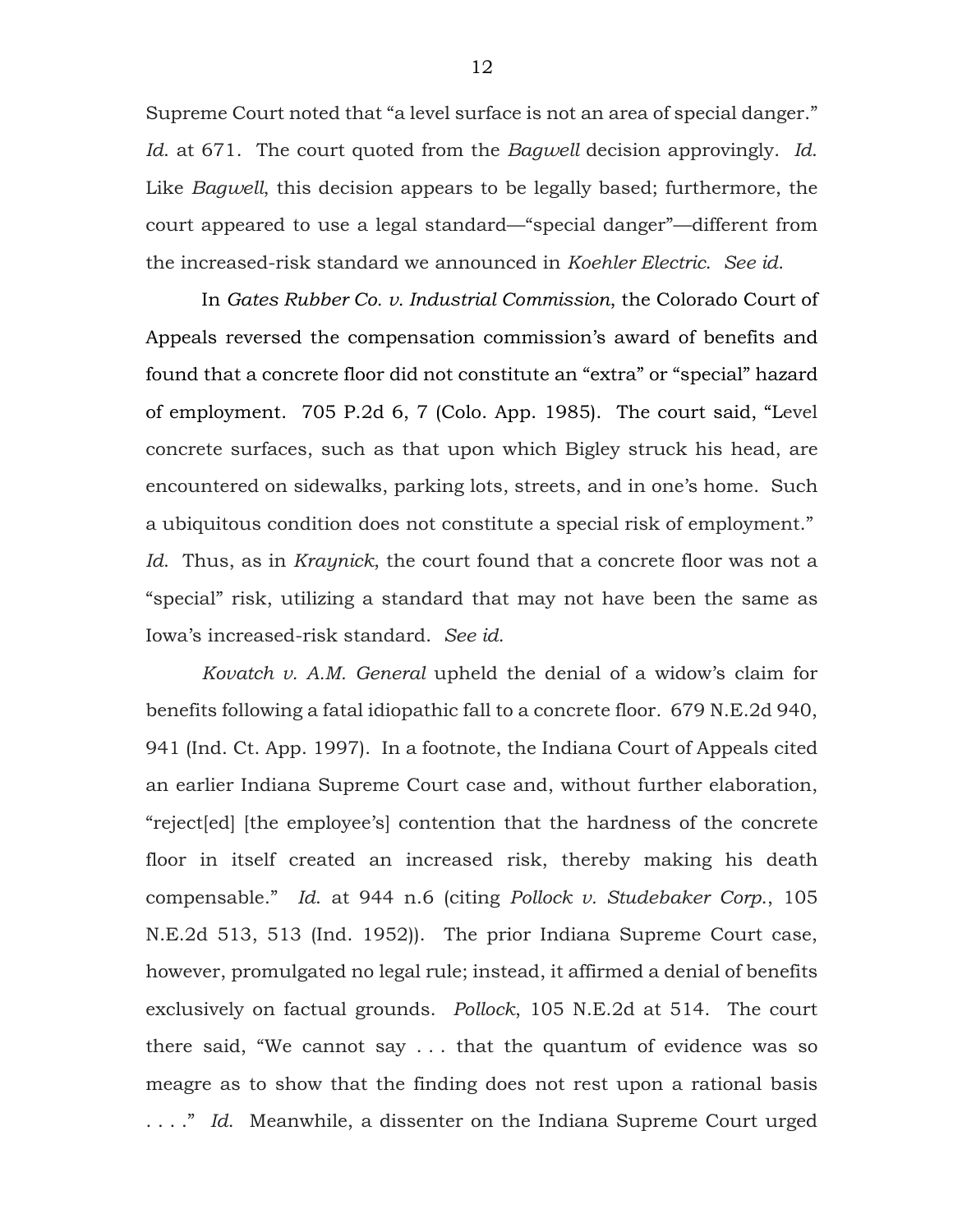Supreme Court noted that "a level surface is not an area of special danger." *Id.* at 671. The court quoted from the *Bagwell* decision approvingly. *Id.* Like *Bagwell*, this decision appears to be legally based; furthermore, the court appeared to use a legal standard—"special danger"—different from the increased-risk standard we announced in *Koehler Electric*. *See id.*

In *Gates Rubber Co. v. Industrial Commission*, the Colorado Court of Appeals reversed the compensation commission's award of benefits and found that a concrete floor did not constitute an "extra" or "special" hazard of employment. 705 P.2d 6, 7 (Colo. App. 1985). The court said, "Level concrete surfaces, such as that upon which Bigley struck his head, are encountered on sidewalks, parking lots, streets, and in one's home. Such a ubiquitous condition does not constitute a special risk of employment." *Id.* Thus, as in *Kraynick*, the court found that a concrete floor was not a "special" risk, utilizing a standard that may not have been the same as Iowa's increased-risk standard. *See id.*

*Kovatch v. A.M. General* upheld the denial of a widow's claim for benefits following a fatal idiopathic fall to a concrete floor. 679 N.E.2d 940, 941 (Ind. Ct. App. 1997). In a footnote, the Indiana Court of Appeals cited an earlier Indiana Supreme Court case and, without further elaboration, "reject[ed] [the employee's] contention that the hardness of the concrete floor in itself created an increased risk, thereby making his death compensable." *Id.* at 944 n.6 (citing *Pollock v. Studebaker Corp.*, 105 N.E.2d 513, 513 (Ind. 1952)). The prior Indiana Supreme Court case, however, promulgated no legal rule; instead, it affirmed a denial of benefits exclusively on factual grounds. *Pollock*, 105 N.E.2d at 514. The court there said, "We cannot say . . . that the quantum of evidence was so meagre as to show that the finding does not rest upon a rational basis . . . ." *Id.* Meanwhile, a dissenter on the Indiana Supreme Court urged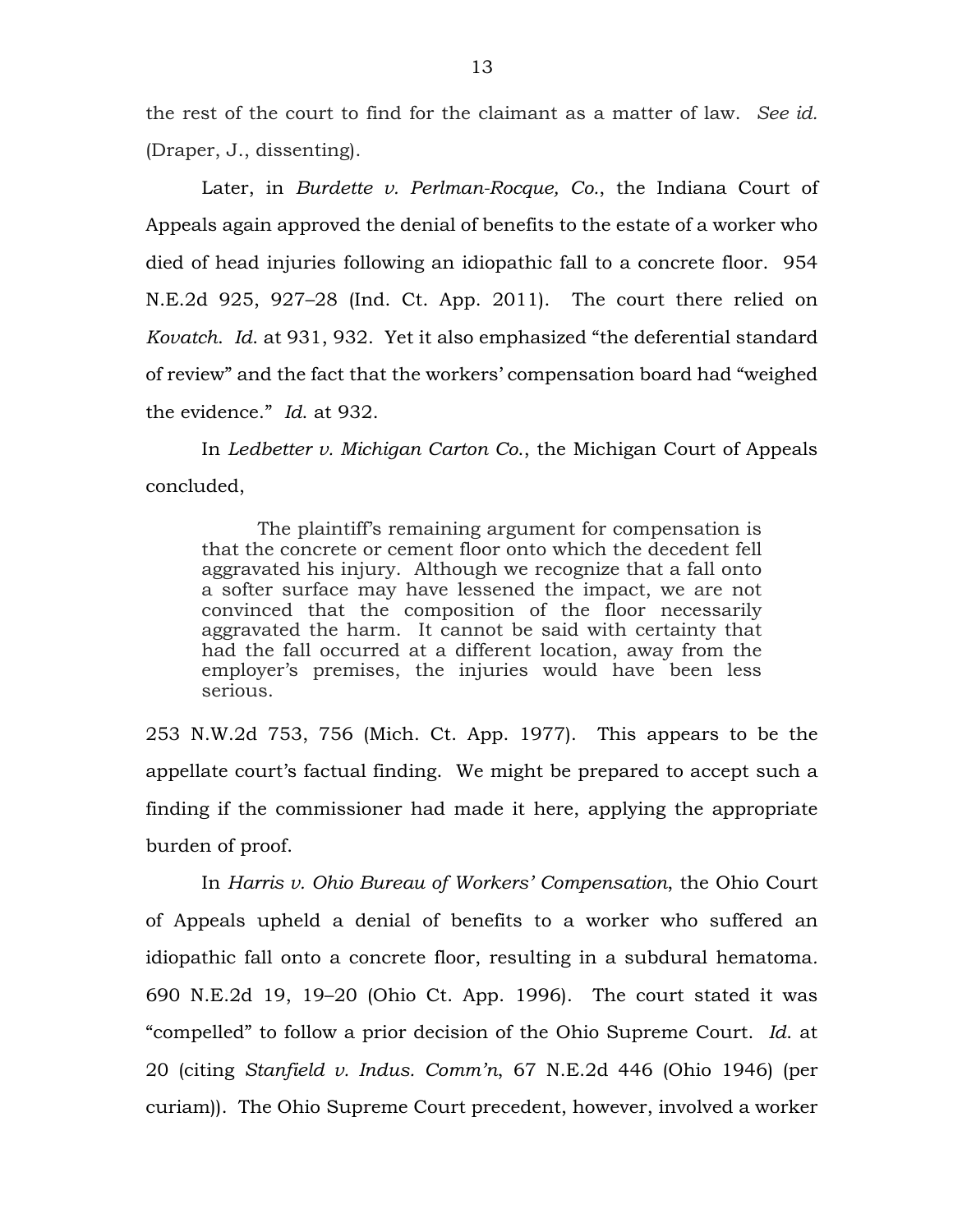the rest of the court to find for the claimant as a matter of law. *See id.* (Draper, J., dissenting).

Later, in *Burdette v. Perlman-Rocque, Co.*, the Indiana Court of Appeals again approved the denial of benefits to the estate of a worker who died of head injuries following an idiopathic fall to a concrete floor. 954 N.E.2d 925, 927–28 (Ind. Ct. App. 2011). The court there relied on *Kovatch*. *Id*. at 931, 932. Yet it also emphasized "the deferential standard of review" and the fact that the workers' compensation board had "weighed the evidence." *Id*. at 932.

In *Ledbetter v. Michigan Carton Co.*, the Michigan Court of Appeals concluded,

> The plaintiff's remaining argument for compensation is that the concrete or cement floor onto which the decedent fell aggravated his injury. Although we recognize that a fall onto a softer surface may have lessened the impact, we are not convinced that the composition of the floor necessarily aggravated the harm. It cannot be said with certainty that had the fall occurred at a different location, away from the employer's premises, the injuries would have been less serious.

253 N.W.2d 753, 756 (Mich. Ct. App. 1977). This appears to be the appellate court's factual finding. We might be prepared to accept such a finding if the commissioner had made it here, applying the appropriate burden of proof.

In *Harris v. Ohio Bureau of Workers' Compensation*, the Ohio Court of Appeals upheld a denial of benefits to a worker who suffered an idiopathic fall onto a concrete floor, resulting in a subdural hematoma. 690 N.E.2d 19, 19–20 (Ohio Ct. App. 1996). The court stated it was "compelled" to follow a prior decision of the Ohio Supreme Court. *Id*. at 20 (citing *Stanfield v. Indus. Comm'n*, 67 N.E.2d 446 (Ohio 1946) (per curiam)). The Ohio Supreme Court precedent, however, involved a worker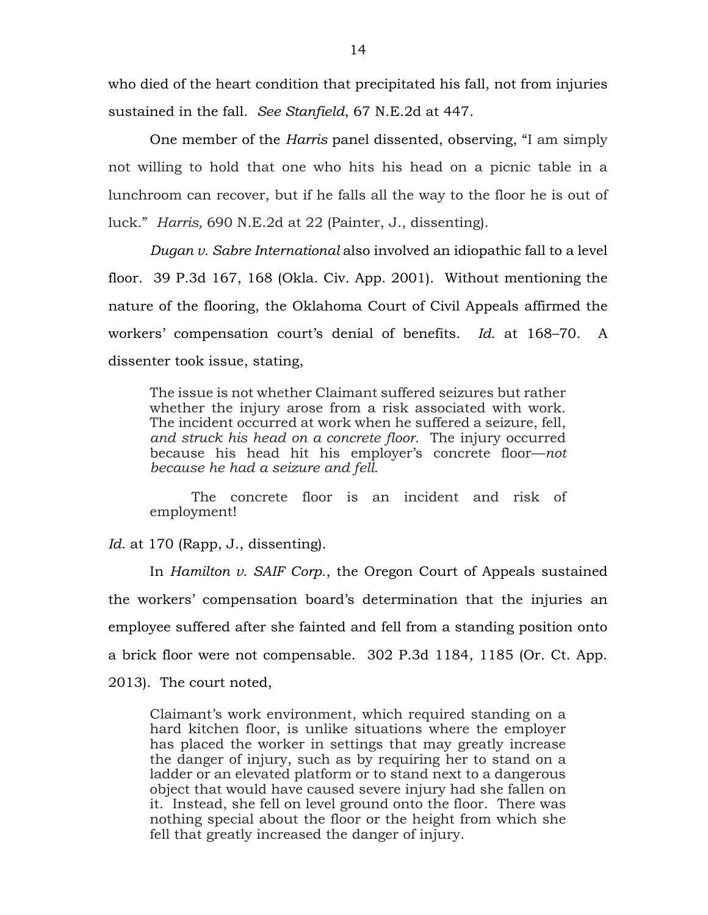who died of the heart condition that precipitated his fall, not from injuries sustained in the fall. *See Stanfield*, 67 N.E.2d at 447.

One member of the *Harris* panel dissented, observing, "I am simply not willing to hold that one who hits his head on a picnic table in a lunchroom can recover, but if he falls all the way to the floor he is out of luck." *Harris,* 690 N.E.2d at 22 (Painter, J., dissenting).

*Dugan v. Sabre International* also involved an idiopathic fall to a level floor. 39 P.3d 167, 168 (Okla. Civ. App. 2001). Without mentioning the nature of the flooring, the Oklahoma Court of Civil Appeals affirmed the workers' compensation court's denial of benefits. *Id.* at 168–70. A dissenter took issue, stating,

> The issue is not whether Claimant suffered seizures but rather whether the injury arose from a risk associated with work. The incident occurred at work when he suffered a seizure, fell, *and struck his head on a concrete floor.* The injury occurred because his head hit his employer's concrete floor—*not because he had a seizure and fell.*
>
> The concrete floor is an incident and risk of employment!

*Id.* at 170 (Rapp, J., dissenting).

In *Hamilton v. SAIF Corp.*, the Oregon Court of Appeals sustained the workers' compensation board's determination that the injuries an employee suffered after she fainted and fell from a standing position onto a brick floor were not compensable. 302 P.3d 1184, 1185 (Or. Ct. App. 2013). The court noted,

> Claimant's work environment, which required standing on a hard kitchen floor, is unlike situations where the employer has placed the worker in settings that may greatly increase the danger of injury, such as by requiring her to stand on a ladder or an elevated platform or to stand next to a dangerous object that would have caused severe injury had she fallen on it. Instead, she fell on level ground onto the floor. There was nothing special about the floor or the height from which she fell that greatly increased the danger of injury.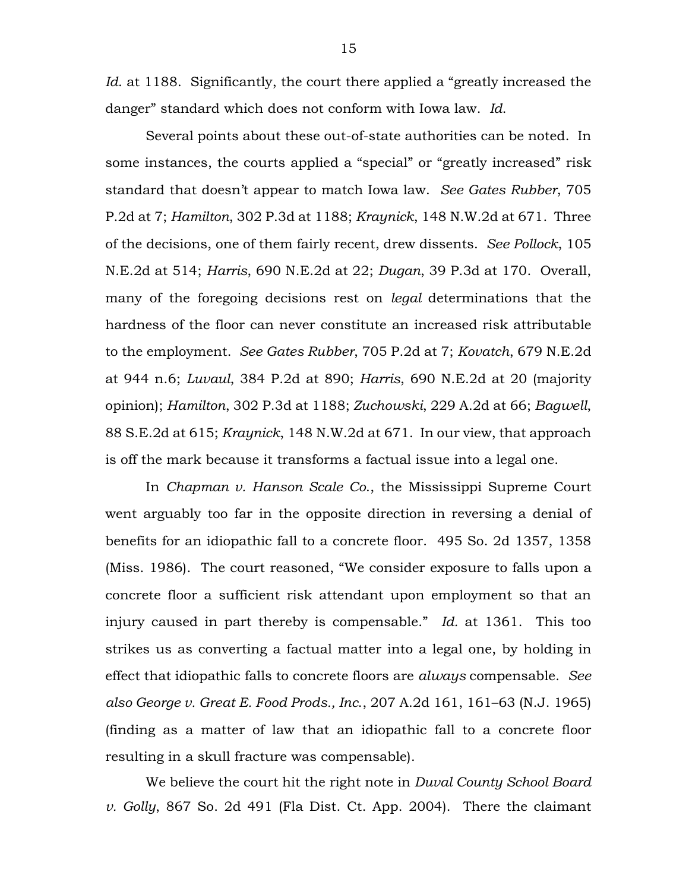*Id.* at 1188. Significantly, the court there applied a "greatly increased the danger" standard which does not conform with Iowa law. *Id.*

Several points about these out-of-state authorities can be noted. In some instances, the courts applied a "special" or "greatly increased" risk standard that doesn't appear to match Iowa law. *See Gates Rubber*, 705 P.2d at 7; *Hamilton*, 302 P.3d at 1188; *Kraynick*, 148 N.W.2d at 671. Three of the decisions, one of them fairly recent, drew dissents. *See Pollock*, 105 N.E.2d at 514; *Harris*, 690 N.E.2d at 22; *Dugan*, 39 P.3d at 170. Overall, many of the foregoing decisions rest on *legal* determinations that the hardness of the floor can never constitute an increased risk attributable to the employment. *See Gates Rubber*, 705 P.2d at 7; *Kovatch*, 679 N.E.2d at 944 n.6; *Luvaul*, 384 P.2d at 890; *Harris*, 690 N.E.2d at 20 (majority opinion); *Hamilton*, 302 P.3d at 1188; *Zuchowski*, 229 A.2d at 66; *Bagwell*, 88 S.E.2d at 615; *Kraynick*, 148 N.W.2d at 671. In our view, that approach is off the mark because it transforms a factual issue into a legal one.

In *Chapman v. Hanson Scale Co.*, the Mississippi Supreme Court went arguably too far in the opposite direction in reversing a denial of benefits for an idiopathic fall to a concrete floor. 495 So. 2d 1357, 1358 (Miss. 1986). The court reasoned, "We consider exposure to falls upon a concrete floor a sufficient risk attendant upon employment so that an injury caused in part thereby is compensable." *Id.* at 1361. This too strikes us as converting a factual matter into a legal one, by holding in effect that idiopathic falls to concrete floors are *always* compensable. *See also George v. Great E. Food Prods., Inc.*, 207 A.2d 161, 161–63 (N.J. 1965) (finding as a matter of law that an idiopathic fall to a concrete floor resulting in a skull fracture was compensable).

We believe the court hit the right note in *Duval County School Board v. Golly*, 867 So. 2d 491 (Fla Dist. Ct. App. 2004). There the claimant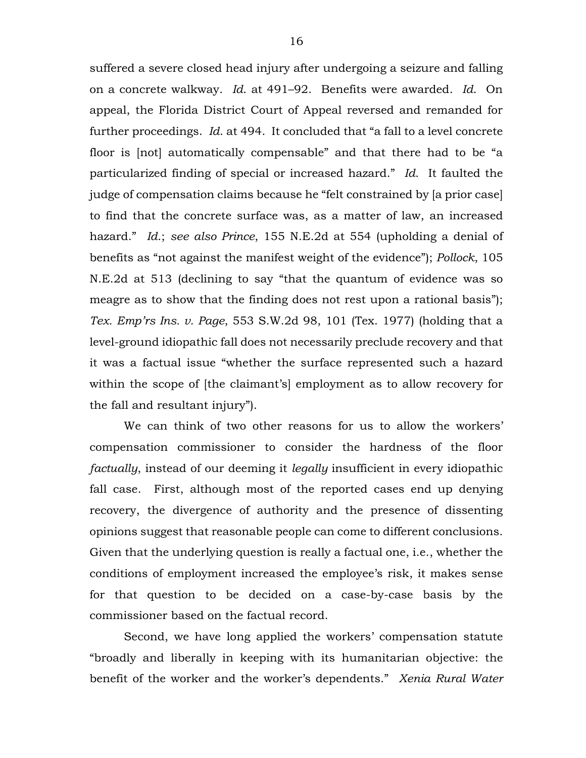suffered a severe closed head injury after undergoing a seizure and falling on a concrete walkway. *Id.* at 491–92. Benefits were awarded. *Id.* On appeal, the Florida District Court of Appeal reversed and remanded for further proceedings. *Id.* at 494. It concluded that "a fall to a level concrete floor is [not] automatically compensable" and that there had to be "a particularized finding of special or increased hazard." *Id.* It faulted the judge of compensation claims because he "felt constrained by [a prior case] to find that the concrete surface was, as a matter of law, an increased hazard." *Id.*; *see also Prince*, 155 N.E.2d at 554 (upholding a denial of benefits as "not against the manifest weight of the evidence"); *Pollock*, 105 N.E.2d at 513 (declining to say "that the quantum of evidence was so meagre as to show that the finding does not rest upon a rational basis"); *Tex. Emp'rs Ins. v. Page*, 553 S.W.2d 98, 101 (Tex. 1977) (holding that a level-ground idiopathic fall does not necessarily preclude recovery and that it was a factual issue "whether the surface represented such a hazard within the scope of [the claimant's] employment as to allow recovery for the fall and resultant injury").

We can think of two other reasons for us to allow the workers' compensation commissioner to consider the hardness of the floor *factually*, instead of our deeming it *legally* insufficient in every idiopathic fall case. First, although most of the reported cases end up denying recovery, the divergence of authority and the presence of dissenting opinions suggest that reasonable people can come to different conclusions. Given that the underlying question is really a factual one, i.e., whether the conditions of employment increased the employee's risk, it makes sense for that question to be decided on a case-by-case basis by the commissioner based on the factual record.

Second, we have long applied the workers' compensation statute "broadly and liberally in keeping with its humanitarian objective: the benefit of the worker and the worker's dependents." *Xenia Rural Water*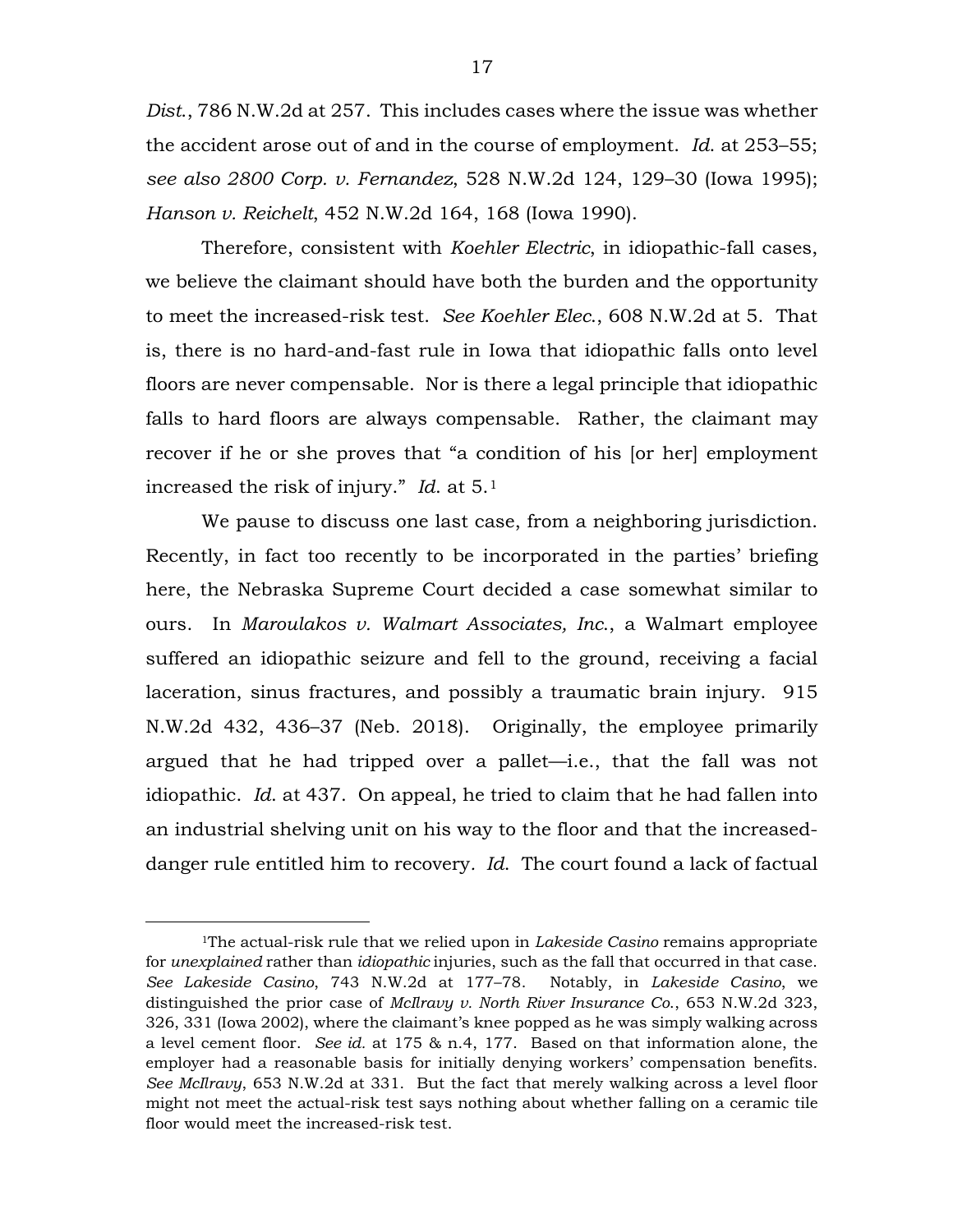*Dist.*, 786 N.W.2d at 257. This includes cases where the issue was whether the accident arose out of and in the course of employment. *Id.* at 253–55; *see also 2800 Corp. v. Fernandez*, 528 N.W.2d 124, 129–30 (Iowa 1995); *Hanson v. Reichelt*, 452 N.W.2d 164, 168 (Iowa 1990).

Therefore, consistent with *Koehler Electric*, in idiopathic-fall cases, we believe the claimant should have both the burden and the opportunity to meet the increased-risk test. *See Koehler Elec.*, 608 N.W.2d at 5. That is, there is no hard-and-fast rule in Iowa that idiopathic falls onto level floors are never compensable. Nor is there a legal principle that idiopathic falls to hard floors are always compensable. Rather, the claimant may recover if he or she proves that "a condition of his [or her] employment increased the risk of injury." *Id.* at 5.[1]

We pause to discuss one last case, from a neighboring jurisdiction. Recently, in fact too recently to be incorporated in the parties' briefing here, the Nebraska Supreme Court decided a case somewhat similar to ours. In *Maroulakos v. Walmart Associates, Inc.*, a Walmart employee suffered an idiopathic seizure and fell to the ground, receiving a facial laceration, sinus fractures, and possibly a traumatic brain injury. 915 N.W.2d 432, 436–37 (Neb. 2018). Originally, the employee primarily argued that he had tripped over a pallet—i.e., that the fall was not idiopathic. *Id.* at 437. On appeal, he tried to claim that he had fallen into an industrial shelving unit on his way to the floor and that the increased-danger rule entitled him to recovery. *Id.* The court found a lack of factual

---

[1]The actual-risk rule that we relied upon in *Lakeside Casino* remains appropriate for *unexplained* rather than *idiopathic* injuries, such as the fall that occurred in that case. *See Lakeside Casino*, 743 N.W.2d at 177–78. Notably, in *Lakeside Casino*, we distinguished the prior case of *McIlravy v. North River Insurance Co.*, 653 N.W.2d 323, 326, 331 (Iowa 2002), where the claimant's knee popped as he was simply walking across a level cement floor. *See id.* at 175 & n.4, 177. Based on that information alone, the employer had a reasonable basis for initially denying workers' compensation benefits. *See McIlravy*, 653 N.W.2d at 331. But the fact that merely walking across a level floor might not meet the actual-risk test says nothing about whether falling on a ceramic tile floor would meet the increased-risk test.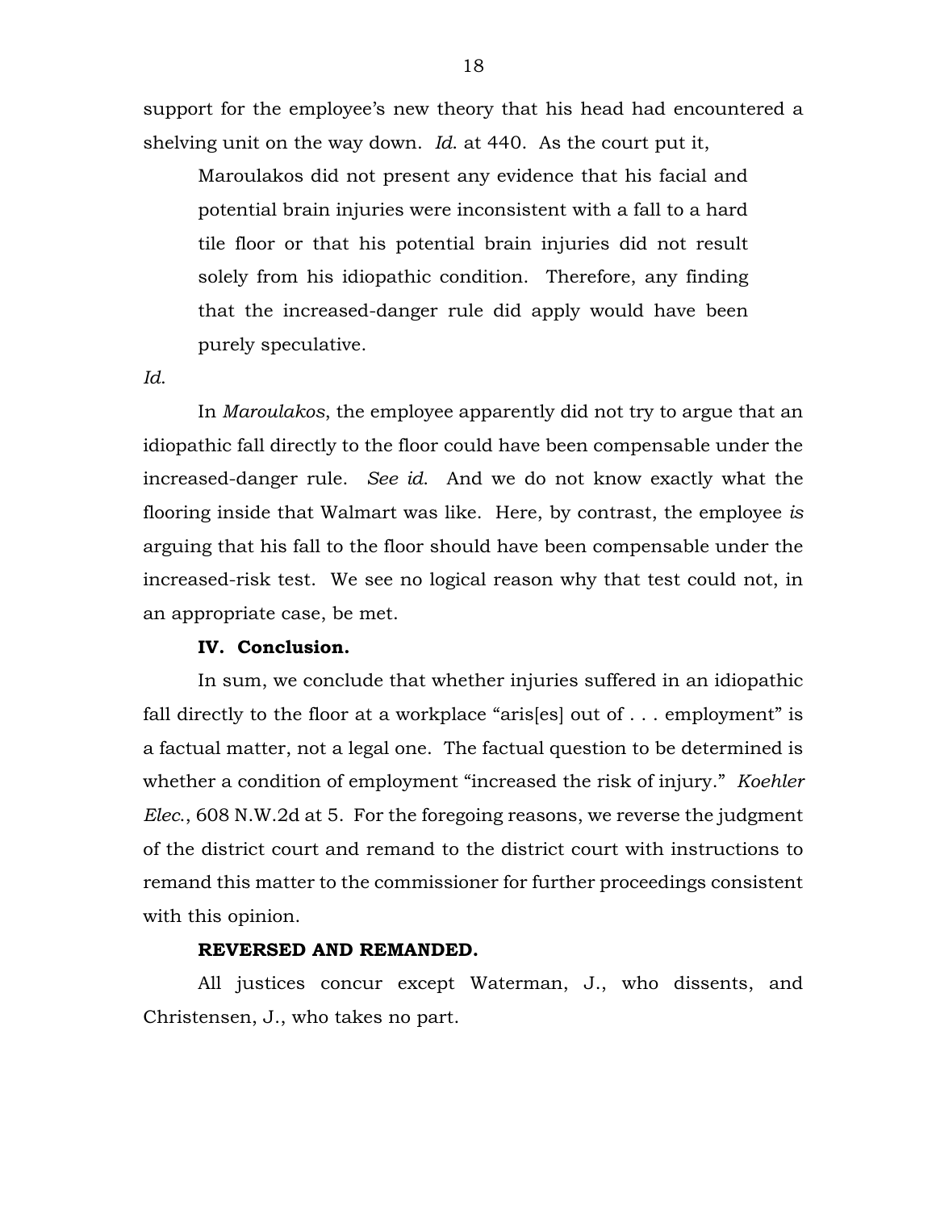support for the employee's new theory that his head had encountered a shelving unit on the way down. *Id.* at 440. As the court put it,

> Maroulakos did not present any evidence that his facial and potential brain injuries were inconsistent with a fall to a hard tile floor or that his potential brain injuries did not result solely from his idiopathic condition. Therefore, any finding that the increased-danger rule did apply would have been purely speculative.

*Id.*

In *Maroulakos*, the employee apparently did not try to argue that an idiopathic fall directly to the floor could have been compensable under the increased-danger rule. *See id.* And we do not know exactly what the flooring inside that Walmart was like. Here, by contrast, the employee *is* arguing that his fall to the floor should have been compensable under the increased-risk test. We see no logical reason why that test could not, in an appropriate case, be met.

**IV. Conclusion.**

In sum, we conclude that whether injuries suffered in an idiopathic fall directly to the floor at a workplace "aris[es] out of . . . employment" is a factual matter, not a legal one. The factual question to be determined is whether a condition of employment "increased the risk of injury." *Koehler Elec.*, 608 N.W.2d at 5. For the foregoing reasons, we reverse the judgment of the district court and remand to the district court with instructions to remand this matter to the commissioner for further proceedings consistent with this opinion.

**REVERSED AND REMANDED.**

All justices concur except Waterman, J., who dissents, and Christensen, J., who takes no part.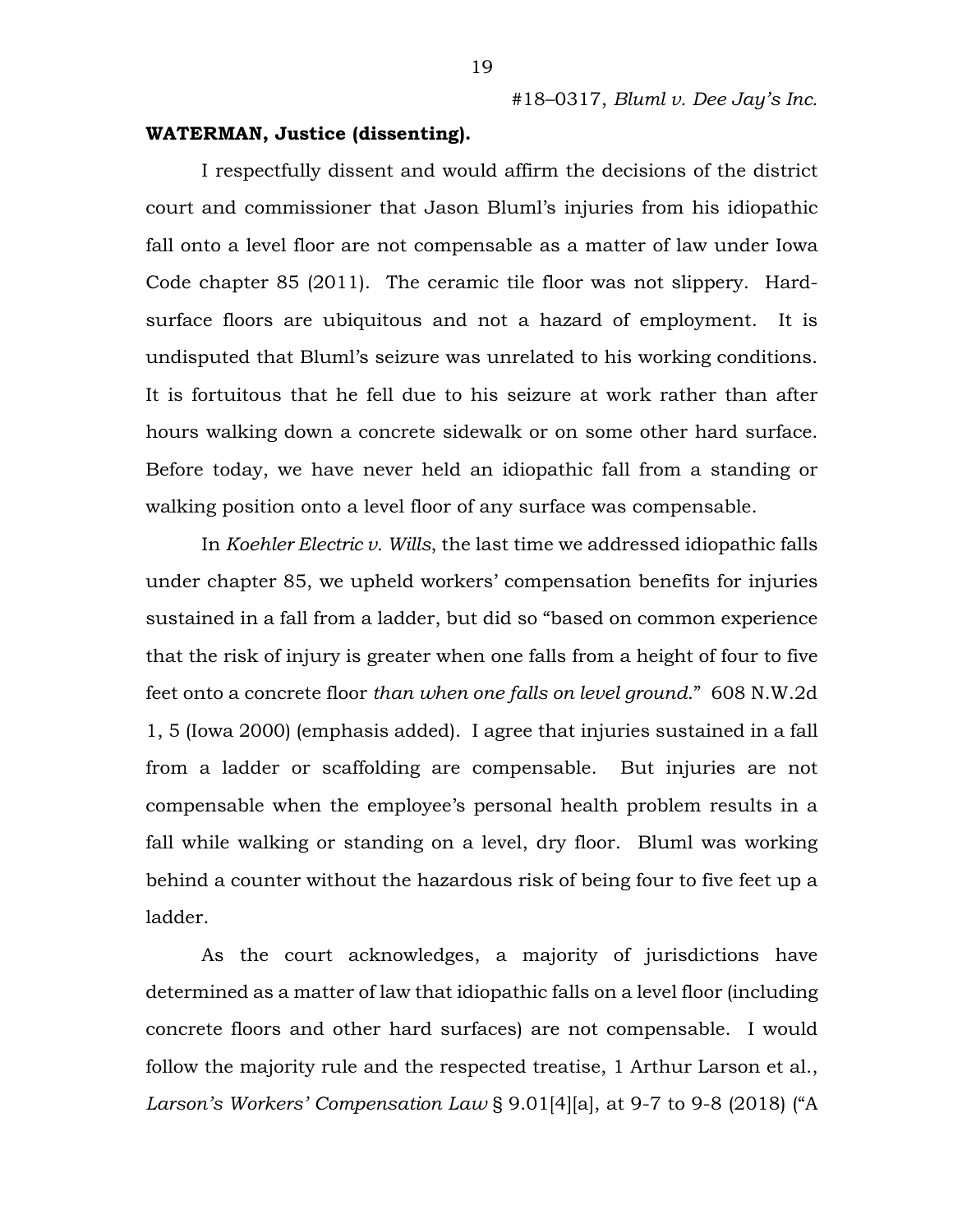**WATERMAN, Justice (dissenting).**

I respectfully dissent and would affirm the decisions of the district court and commissioner that Jason Bluml's injuries from his idiopathic fall onto a level floor are not compensable as a matter of law under Iowa Code chapter 85 (2011). The ceramic tile floor was not slippery. Hard-surface floors are ubiquitous and not a hazard of employment. It is undisputed that Bluml's seizure was unrelated to his working conditions. It is fortuitous that he fell due to his seizure at work rather than after hours walking down a concrete sidewalk or on some other hard surface. Before today, we have never held an idiopathic fall from a standing or walking position onto a level floor of any surface was compensable.

In *Koehler Electric v. Wills*, the last time we addressed idiopathic falls under chapter 85, we upheld workers' compensation benefits for injuries sustained in a fall from a ladder, but did so "based on common experience that the risk of injury is greater when one falls from a height of four to five feet onto a concrete floor *than when one falls on level ground*." 608 N.W.2d 1, 5 (Iowa 2000) (emphasis added). I agree that injuries sustained in a fall from a ladder or scaffolding are compensable. But injuries are not compensable when the employee's personal health problem results in a fall while walking or standing on a level, dry floor. Bluml was working behind a counter without the hazardous risk of being four to five feet up a ladder.

As the court acknowledges, a majority of jurisdictions have determined as a matter of law that idiopathic falls on a level floor (including concrete floors and other hard surfaces) are not compensable. I would follow the majority rule and the respected treatise, 1 Arthur Larson et al., *Larson's Workers' Compensation Law* § 9.01[4][a], at 9-7 to 9-8 (2018) ("A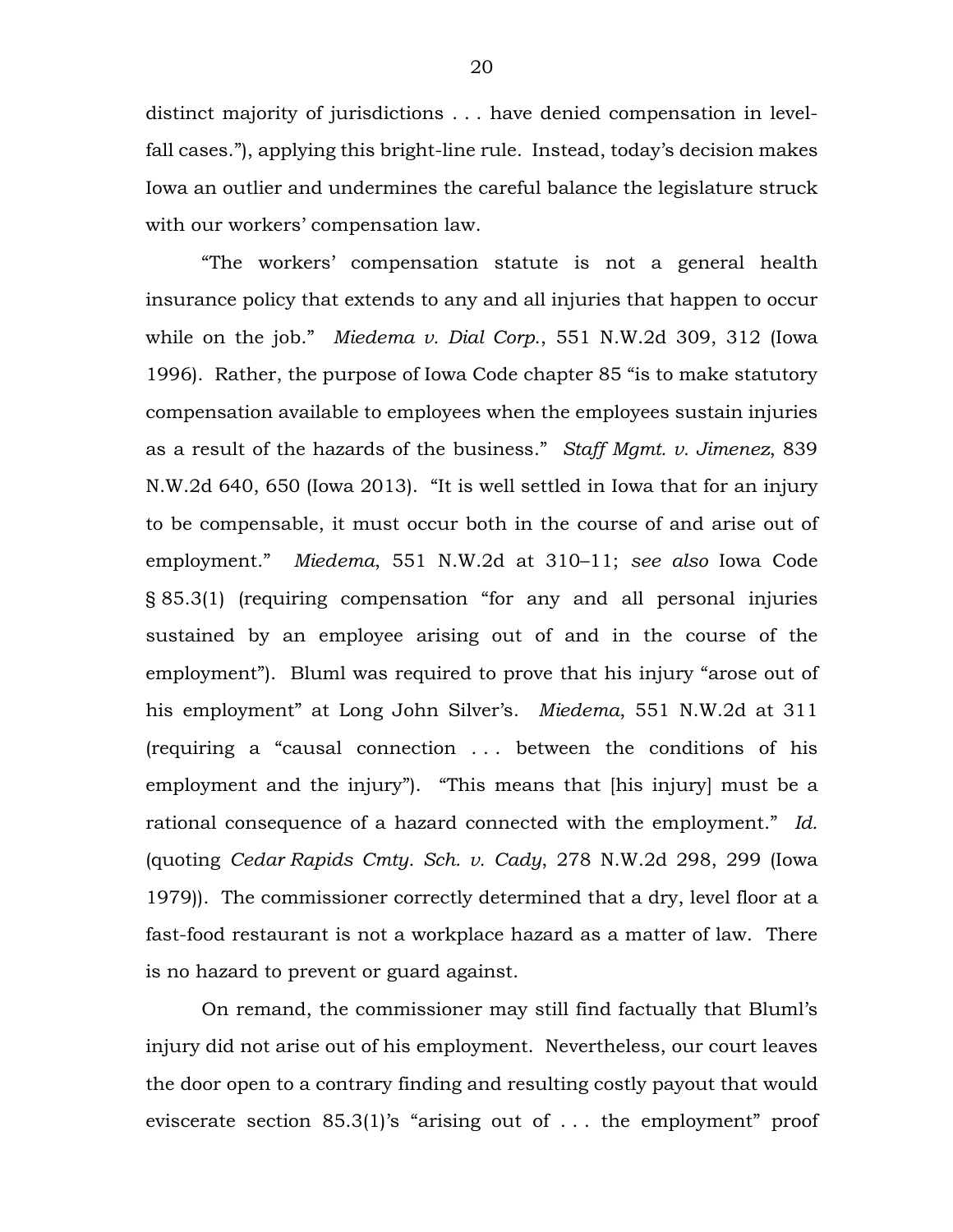distinct majority of jurisdictions . . . have denied compensation in level-fall cases."), applying this bright-line rule. Instead, today's decision makes Iowa an outlier and undermines the careful balance the legislature struck with our workers' compensation law.

"The workers' compensation statute is not a general health insurance policy that extends to any and all injuries that happen to occur while on the job." *Miedema v. Dial Corp.*, 551 N.W.2d 309, 312 (Iowa 1996). Rather, the purpose of Iowa Code chapter 85 "is to make statutory compensation available to employees when the employees sustain injuries as a result of the hazards of the business." *Staff Mgmt. v. Jimenez*, 839 N.W.2d 640, 650 (Iowa 2013). "It is well settled in Iowa that for an injury to be compensable, it must occur both in the course of and arise out of employment." *Miedema*, 551 N.W.2d at 310–11; *see also* Iowa Code § 85.3(1) (requiring compensation "for any and all personal injuries sustained by an employee arising out of and in the course of the employment"). Bluml was required to prove that his injury "arose out of his employment" at Long John Silver's. *Miedema*, 551 N.W.2d at 311 (requiring a "causal connection . . . between the conditions of his employment and the injury"). "This means that [his injury] must be a rational consequence of a hazard connected with the employment." *Id.* (quoting *Cedar Rapids Cmty. Sch. v. Cady*, 278 N.W.2d 298, 299 (Iowa 1979)). The commissioner correctly determined that a dry, level floor at a fast-food restaurant is not a workplace hazard as a matter of law. There is no hazard to prevent or guard against.

On remand, the commissioner may still find factually that Bluml's injury did not arise out of his employment. Nevertheless, our court leaves the door open to a contrary finding and resulting costly payout that would eviscerate section 85.3(1)'s "arising out of . . . the employment" proof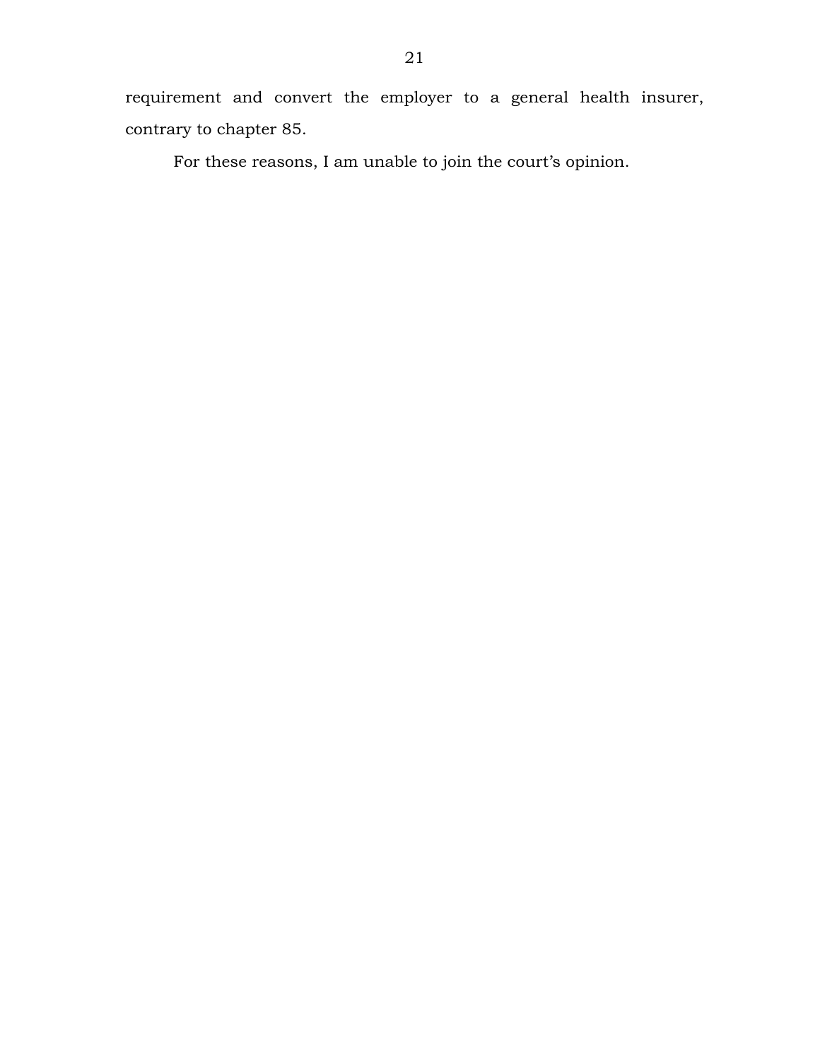requirement and convert the employer to a general health insurer, contrary to chapter 85.

For these reasons, I am unable to join the court's opinion.